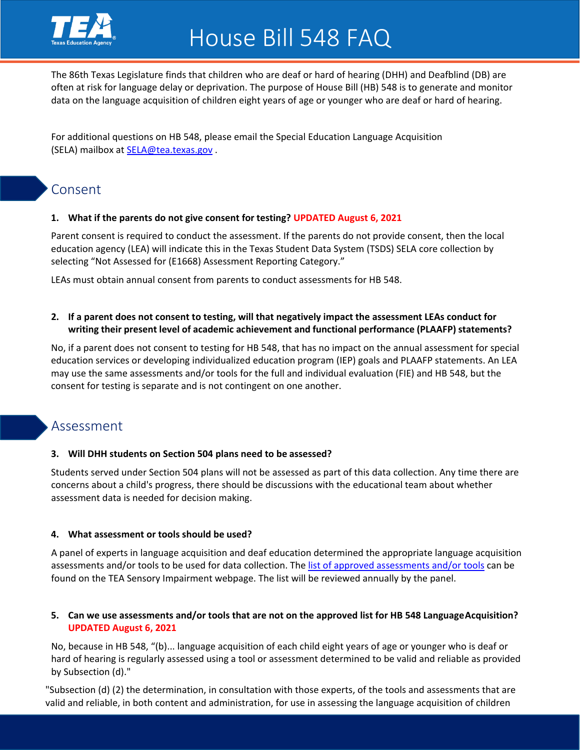# House Bill 548 FAQ

The 86th Texas Legislature finds that children who are deaf or hard of hearing (DHH) and Deafblind (DB) are often at risk for language delay or deprivation. The purpose of House Bill (HB) 548 is to generate and monitor data on the language acquisition of children eight years of age or younger who are deaf or hard of hearing.

For additional questions on HB 548, please email the Special Education Language Acquisition (SELA) mailbox at [SELA@tea.texas.gov](mailto:SELA@tea.texas.gov) .

## Consent

**1. What if the parents do not give consent for testing?** **UPDATED August 6, 2021**

Parent consent is required to conduct the assessment. If the parents do not provide consent, then the local education agency (LEA) will indicate this in the Texas Student Data System (TSDS) SELA core collection by selecting "Not Assessed for (E1668) Assessment Reporting Category."

LEAs must obtain annual consent from parents to conduct assessments for HB 548.

**2. If a parent does not consent to testing, will that negatively impact the assessment LEAs conduct for writing their present level of academic achievement and functional performance (PLAAFP) statements?**

No, if a parent does not consent to testing for HB 548, that has no impact on the annual assessment for special education services or developing individualized education program (IEP) goals and PLAAFP statements. An LEA may use the same assessments and/or tools for the full and individual evaluation (FIE) and HB 548, but the consent for testing is separate and is not contingent on one another.

## Assessment

**3. Will DHH students on Section 504 plans need to be assessed?**

Students served under Section 504 plans will not be assessed as part of this data collection. Any time there are concerns about a child's progress, there should be discussions with the educational team about whether assessment data is needed for decision making.

**4. What assessment or tools should be used?**

A panel of experts in language acquisition and deaf education determined the appropriate language acquisition assessments and/or tools to be used for data collection. The list of approved assessments and/or tools can be found on the TEA Sensory Impairment webpage. The list will be reviewed annually by the panel.

**5. Can we use assessments and/or tools that are not on the approved list for HB 548 Language Acquisition?** **UPDATED August 6, 2021**

No, because in HB 548, "(b)... language acquisition of each child eight years of age or younger who is deaf or hard of hearing is regularly assessed using a tool or assessment determined to be valid and reliable as provided by Subsection (d)."

"Subsection (d) (2) the determination, in consultation with those experts, of the tools and assessments that are valid and reliable, in both content and administration, for use in assessing the language acquisition of children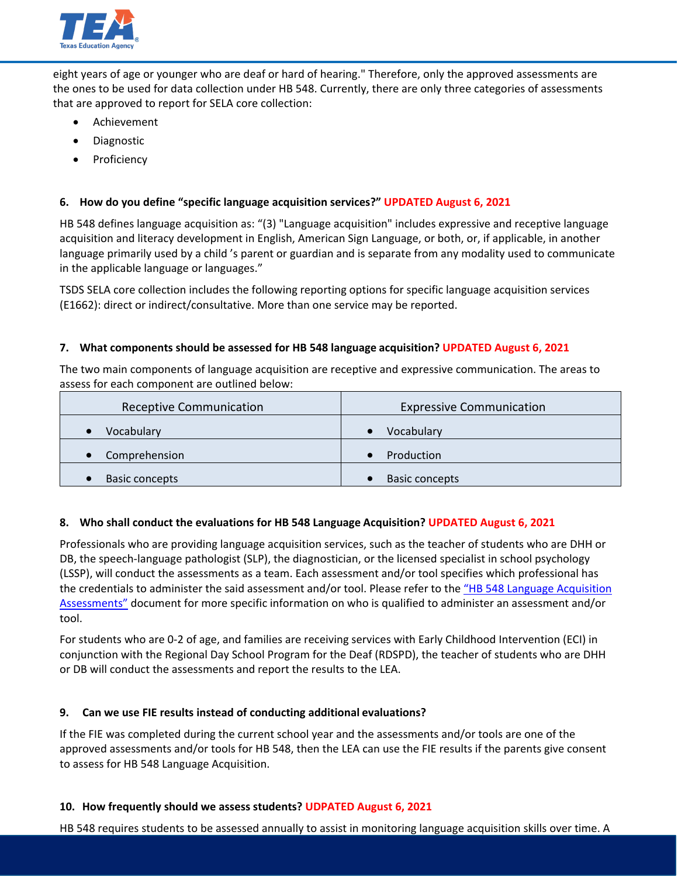eight years of age or younger who are deaf or hard of hearing." Therefore, only the approved assessments are the ones to be used for data collection under HB 548. Currently, there are only three categories of assessments that are approved to report for SELA core collection:

- Achievement
- Diagnostic
- Proficiency

### 6. How do you define "specific language acquisition services?" UPDATED August 6, 2021

HB 548 defines language acquisition as: "(3) "Language acquisition" includes expressive and receptive language acquisition and literacy development in English, American Sign Language, or both, or, if applicable, in another language primarily used by a child 's parent or guardian and is separate from any modality used to communicate in the applicable language or languages."

TSDS SELA core collection includes the following reporting options for specific language acquisition services (E1662): direct or indirect/consultative. More than one service may be reported.

### 7. What components should be assessed for HB 548 language acquisition? UPDATED August 6, 2021

The two main components of language acquisition are receptive and expressive communication. The areas to assess for each component are outlined below:

| Receptive Communication | Expressive Communication |
|---|---|
| • Vocabulary | • Vocabulary |
| • Comprehension | • Production |
| • Basic concepts | • Basic concepts |

### 8. Who shall conduct the evaluations for HB 548 Language Acquisition? UPDATED August 6, 2021

Professionals who are providing language acquisition services, such as the teacher of students who are DHH or DB, the speech-language pathologist (SLP), the diagnostician, or the licensed specialist in school psychology (LSSP), will conduct the assessments as a team. Each assessment and/or tool specifies which professional has the credentials to administer the said assessment and/or tool. Please refer to the "HB 548 Language Acquisition Assessments" document for more specific information on who is qualified to administer an assessment and/or tool.

For students who are 0-2 of age, and families are receiving services with Early Childhood Intervention (ECI) in conjunction with the Regional Day School Program for the Deaf (RDSPD), the teacher of students who are DHH or DB will conduct the assessments and report the results to the LEA.

### 9. Can we use FIE results instead of conducting additional evaluations?

If the FIE was completed during the current school year and the assessments and/or tools are one of the approved assessments and/or tools for HB 548, then the LEA can use the FIE results if the parents give consent to assess for HB 548 Language Acquisition.

### 10. How frequently should we assess students? UDPATED August 6, 2021

HB 548 requires students to be assessed annually to assist in monitoring language acquisition skills over time. A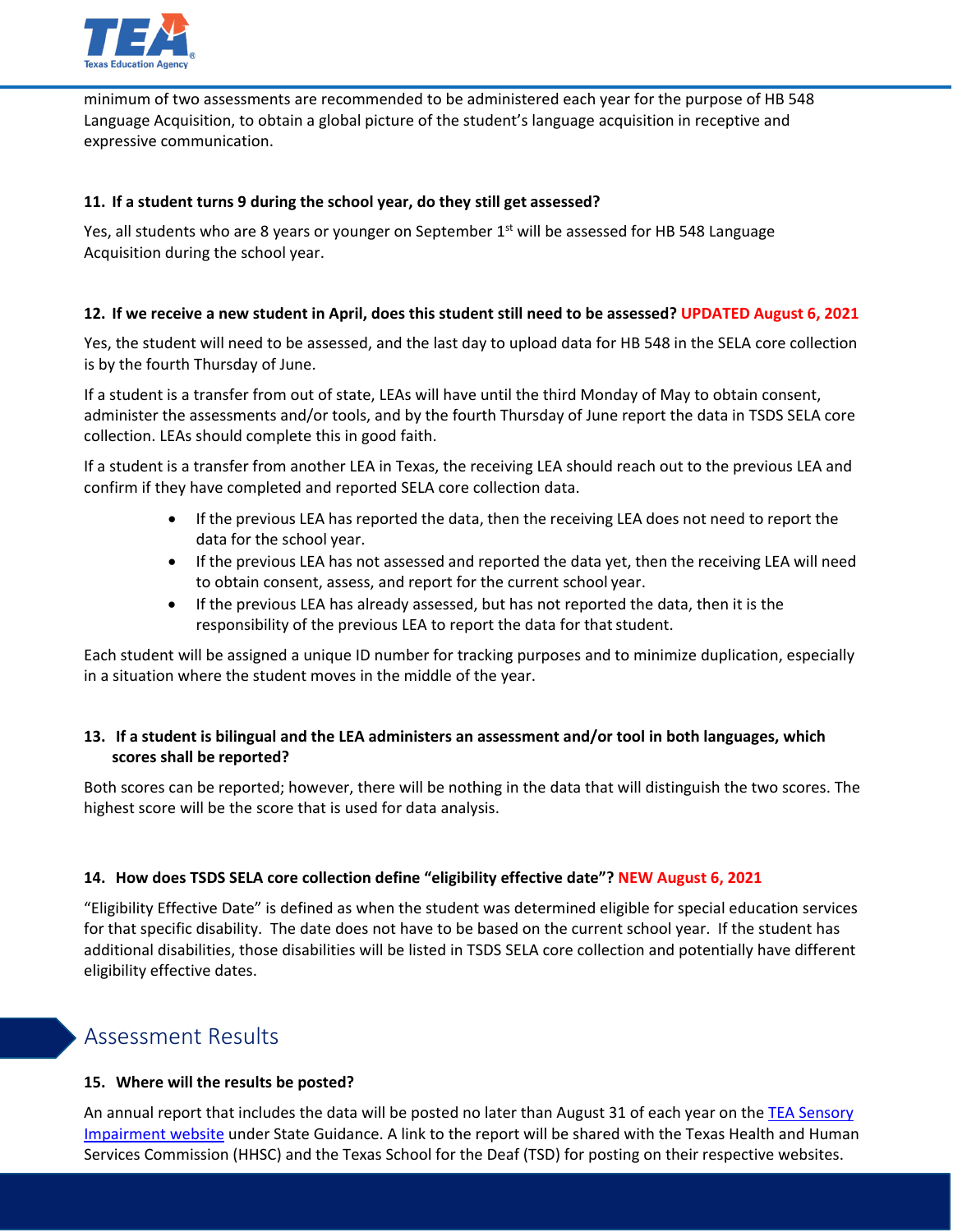minimum of two assessments are recommended to be administered each year for the purpose of HB 548 Language Acquisition, to obtain a global picture of the student's language acquisition in receptive and expressive communication.

**11. If a student turns 9 during the school year, do they still get assessed?**

Yes, all students who are 8 years or younger on September 1st will be assessed for HB 548 Language Acquisition during the school year.

**12. If we receive a new student in April, does this student still need to be assessed? UPDATED August 6, 2021**

Yes, the student will need to be assessed, and the last day to upload data for HB 548 in the SELA core collection is by the fourth Thursday of June.

If a student is a transfer from out of state, LEAs will have until the third Monday of May to obtain consent, administer the assessments and/or tools, and by the fourth Thursday of June report the data in TSDS SELA core collection. LEAs should complete this in good faith.

If a student is a transfer from another LEA in Texas, the receiving LEA should reach out to the previous LEA and confirm if they have completed and reported SELA core collection data.

- If the previous LEA has reported the data, then the receiving LEA does not need to report the data for the school year.
- If the previous LEA has not assessed and reported the data yet, then the receiving LEA will need to obtain consent, assess, and report for the current school year.
- If the previous LEA has already assessed, but has not reported the data, then it is the responsibility of the previous LEA to report the data for that student.

Each student will be assigned a unique ID number for tracking purposes and to minimize duplication, especially in a situation where the student moves in the middle of the year.

**13. If a student is bilingual and the LEA administers an assessment and/or tool in both languages, which scores shall be reported?**

Both scores can be reported; however, there will be nothing in the data that will distinguish the two scores. The highest score will be the score that is used for data analysis.

**14. How does TSDS SELA core collection define "eligibility effective date"? NEW August 6, 2021**

"Eligibility Effective Date" is defined as when the student was determined eligible for special education services for that specific disability. The date does not have to be based on the current school year. If the student has additional disabilities, those disabilities will be listed in TSDS SELA core collection and potentially have different eligibility effective dates.

## Assessment Results

**15. Where will the results be posted?**

An annual report that includes the data will be posted no later than August 31 of each year on the TEA Sensory Impairment website under State Guidance. A link to the report will be shared with the Texas Health and Human Services Commission (HHSC) and the Texas School for the Deaf (TSD) for posting on their respective websites.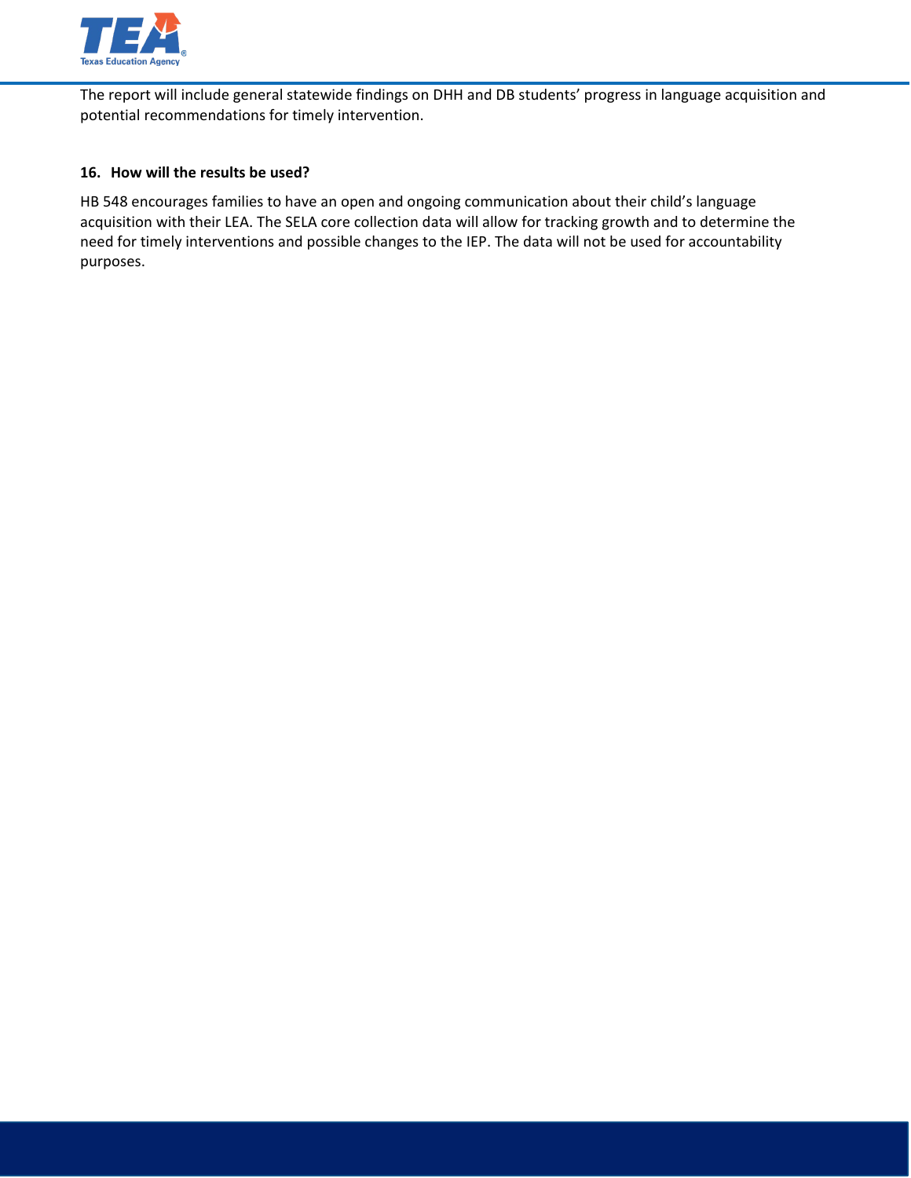The report will include general statewide findings on DHH and DB students' progress in language acquisition and potential recommendations for timely intervention.

### 16. How will the results be used?

HB 548 encourages families to have an open and ongoing communication about their child's language acquisition with their LEA. The SELA core collection data will allow for tracking growth and to determine the need for timely interventions and possible changes to the IEP. The data will not be used for accountability purposes.